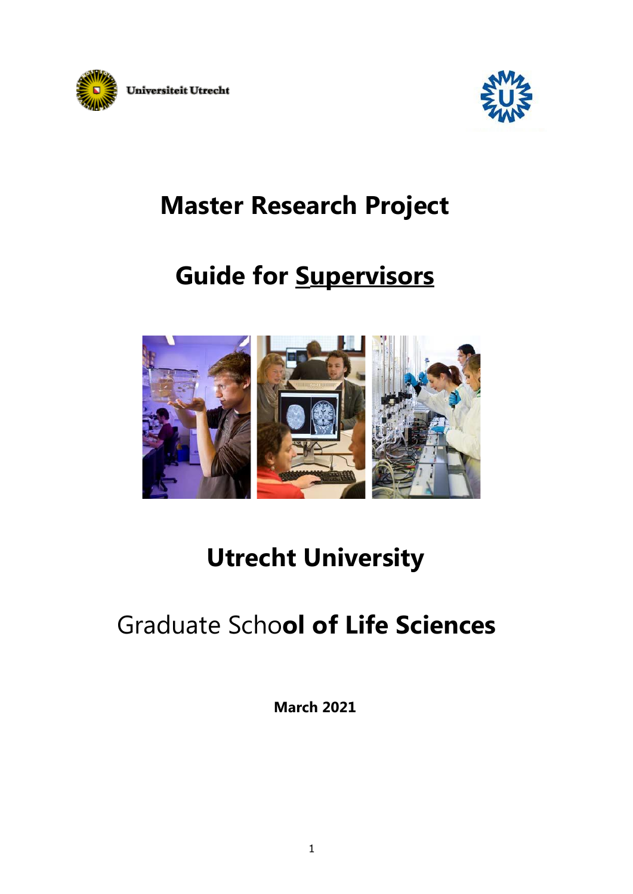Universiteit Utrecht

# Master Research Project

# Guide for Supervisors

# Utrecht University

## Graduate School of Life Sciences

**March 2021**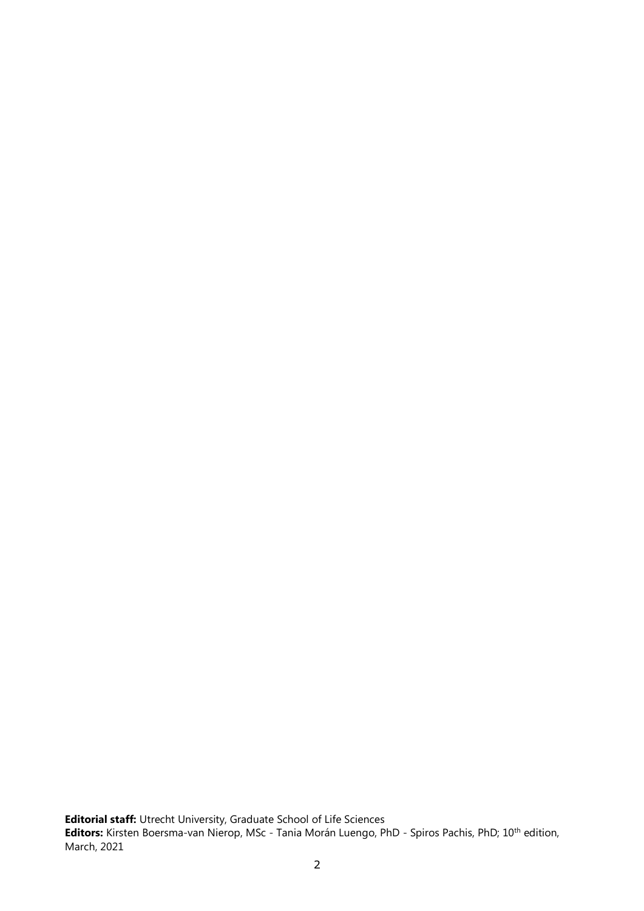**Editorial staff:** Utrecht University, Graduate School of Life Sciences
**Editors:** Kirsten Boersma-van Nierop, MSc - Tania Morán Luengo, PhD - Spiros Pachis, PhD; 10th edition, March, 2021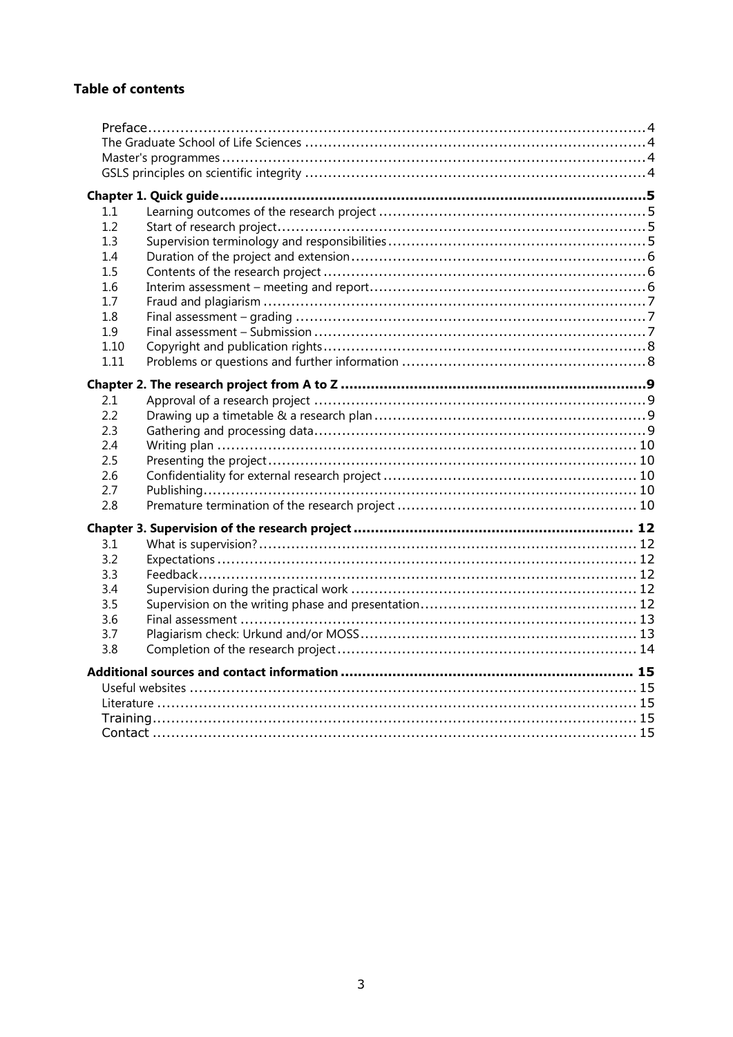**Table of contents**

- Preface ..... 4
- The Graduate School of Life Sciences ..... 4
- Master's programmes ..... 4
- GSLS principles on scientific integrity ..... 4

**Chapter 1. Quick guide ..... 5**

- 1.1 Learning outcomes of the research project ..... 5
- 1.2 Start of research project ..... 5
- 1.3 Supervision terminology and responsibilities ..... 5
- 1.4 Duration of the project and extension ..... 6
- 1.5 Contents of the research project ..... 6
- 1.6 Interim assessment – meeting and report ..... 6
- 1.7 Fraud and plagiarism ..... 7
- 1.8 Final assessment – grading ..... 7
- 1.9 Final assessment – Submission ..... 7
- 1.10 Copyright and publication rights ..... 8
- 1.11 Problems or questions and further information ..... 8

**Chapter 2. The research project from A to Z ..... 9**

- 2.1 Approval of a research project ..... 9
- 2.2 Drawing up a timetable & a research plan ..... 9
- 2.3 Gathering and processing data ..... 9
- 2.4 Writing plan ..... 10
- 2.5 Presenting the project ..... 10
- 2.6 Confidentiality for external research project ..... 10
- 2.7 Publishing ..... 10
- 2.8 Premature termination of the research project ..... 10

**Chapter 3. Supervision of the research project ..... 12**

- 3.1 What is supervision? ..... 12
- 3.2 Expectations ..... 12
- 3.3 Feedback ..... 12
- 3.4 Supervision during the practical work ..... 12
- 3.5 Supervision on the writing phase and presentation ..... 12
- 3.6 Final assessment ..... 13
- 3.7 Plagiarism check: Urkund and/or MOSS ..... 13
- 3.8 Completion of the research project ..... 14

**Additional sources and contact information ..... 15**

- Useful websites ..... 15
- Literature ..... 15
- Training ..... 15
- Contact ..... 15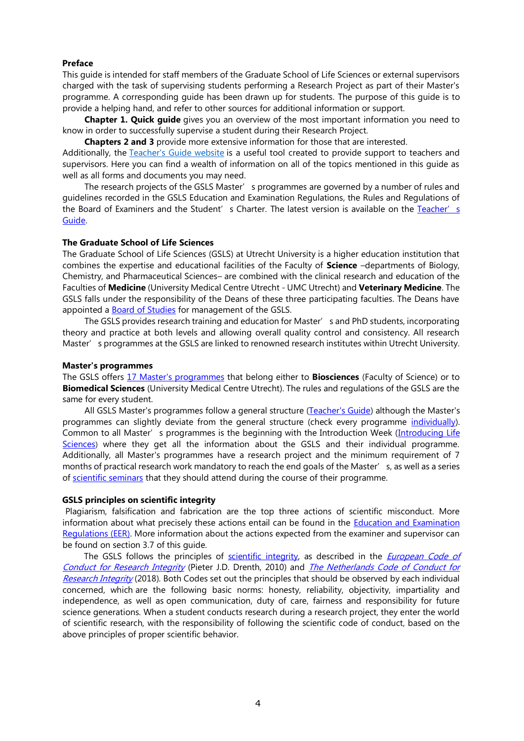**Preface**

This guide is intended for staff members of the Graduate School of Life Sciences or external supervisors charged with the task of supervising students performing a Research Project as part of their Master's programme. A corresponding guide has been drawn up for students. The purpose of this guide is to provide a helping hand, and refer to other sources for additional information or support.

**Chapter 1. Quick guide** gives you an overview of the most important information you need to know in order to successfully supervise a student during their Research Project.

**Chapters 2 and 3** provide more extensive information for those that are interested.

Additionally, the Teacher's Guide website is a useful tool created to provide support to teachers and supervisors. Here you can find a wealth of information on all of the topics mentioned in this guide as well as all forms and documents you may need.

The research projects of the GSLS Master's programmes are governed by a number of rules and guidelines recorded in the GSLS Education and Examination Regulations, the Rules and Regulations of the Board of Examiners and the Student's Charter. The latest version is available on the Teacher's Guide.

**The Graduate School of Life Sciences**

The Graduate School of Life Sciences (GSLS) at Utrecht University is a higher education institution that combines the expertise and educational facilities of the Faculty of **Science** –departments of Biology, Chemistry, and Pharmaceutical Sciences– are combined with the clinical research and education of the Faculties of **Medicine** (University Medical Centre Utrecht - UMC Utrecht) and **Veterinary Medicine**. The GSLS falls under the responsibility of the Deans of these three participating faculties. The Deans have appointed a Board of Studies for management of the GSLS.

The GSLS provides research training and education for Master's and PhD students, incorporating theory and practice at both levels and allowing overall quality control and consistency. All research Master's programmes at the GSLS are linked to renowned research institutes within Utrecht University.

**Master's programmes**

The GSLS offers 17 Master's programmes that belong either to **Biosciences** (Faculty of Science) or to **Biomedical Sciences** (University Medical Centre Utrecht). The rules and regulations of the GSLS are the same for every student.

All GSLS Master's programmes follow a general structure (Teacher's Guide) although the Master's programmes can slightly deviate from the general structure (check every programme individually). Common to all Master's programmes is the beginning with the Introduction Week (Introducing Life Sciences) where they get all the information about the GSLS and their individual programme. Additionally, all Master's programmes have a research project and the minimum requirement of 7 months of practical research work mandatory to reach the end goals of the Master's, as well as a series of scientific seminars that they should attend during the course of their programme.

**GSLS principles on scientific integrity**

Plagiarism, falsification and fabrication are the top three actions of scientific misconduct. More information about what precisely these actions entail can be found in the Education and Examination Regulations (EER). More information about the actions expected from the examiner and supervisor can be found on section 3.7 of this guide.

The GSLS follows the principles of scientific integrity, as described in the *European Code of Conduct for Research Integrity* (Pieter J.D. Drenth, 2010) and *The Netherlands Code of Conduct for Research Integrity* (2018). Both Codes set out the principles that should be observed by each individual concerned, which are the following basic norms: honesty, reliability, objectivity, impartiality and independence, as well as open communication, duty of care, fairness and responsibility for future science generations. When a student conducts research during a research project, they enter the world of scientific research, with the responsibility of following the scientific code of conduct, based on the above principles of proper scientific behavior.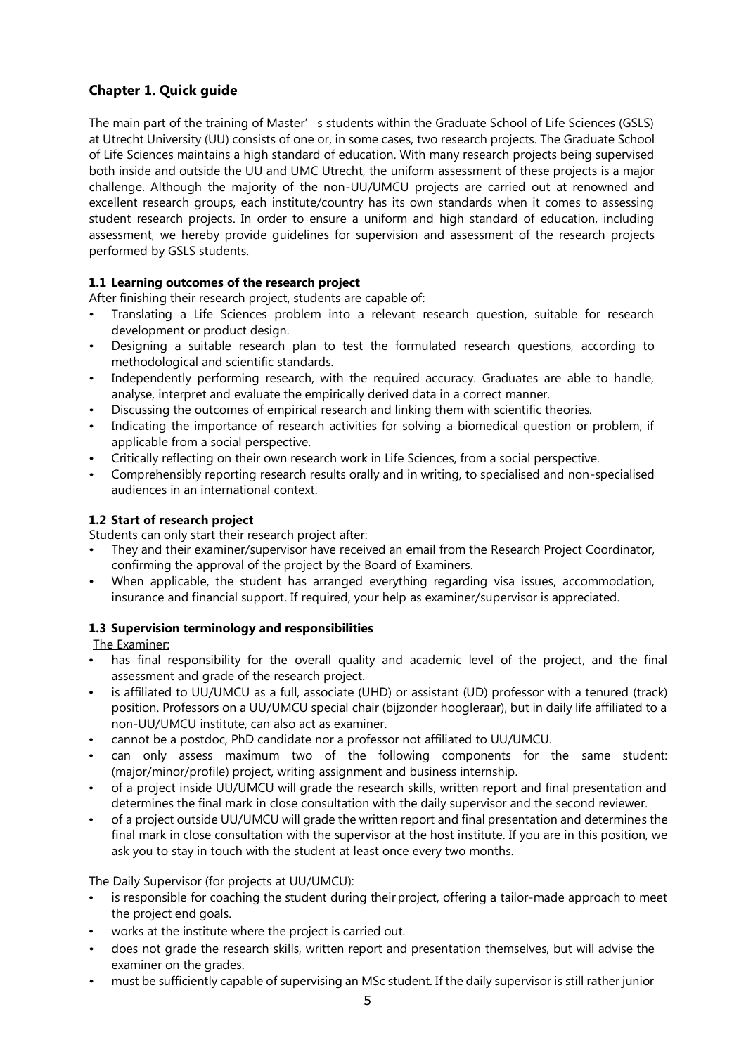## Chapter 1. Quick guide

The main part of the training of Master' s students within the Graduate School of Life Sciences (GSLS) at Utrecht University (UU) consists of one or, in some cases, two research projects. The Graduate School of Life Sciences maintains a high standard of education. With many research projects being supervised both inside and outside the UU and UMC Utrecht, the uniform assessment of these projects is a major challenge. Although the majority of the non-UU/UMCU projects are carried out at renowned and excellent research groups, each institute/country has its own standards when it comes to assessing student research projects. In order to ensure a uniform and high standard of education, including assessment, we hereby provide guidelines for supervision and assessment of the research projects performed by GSLS students.

### 1.1 Learning outcomes of the research project

After finishing their research project, students are capable of:

- Translating a Life Sciences problem into a relevant research question, suitable for research development or product design.
- Designing a suitable research plan to test the formulated research questions, according to methodological and scientific standards.
- Independently performing research, with the required accuracy. Graduates are able to handle, analyse, interpret and evaluate the empirically derived data in a correct manner.
- Discussing the outcomes of empirical research and linking them with scientific theories.
- Indicating the importance of research activities for solving a biomedical question or problem, if applicable from a social perspective.
- Critically reflecting on their own research work in Life Sciences, from a social perspective.
- Comprehensibly reporting research results orally and in writing, to specialised and non-specialised audiences in an international context.

### 1.2 Start of research project

Students can only start their research project after:

- They and their examiner/supervisor have received an email from the Research Project Coordinator, confirming the approval of the project by the Board of Examiners.
- When applicable, the student has arranged everything regarding visa issues, accommodation, insurance and financial support. If required, your help as examiner/supervisor is appreciated.

### 1.3 Supervision terminology and responsibilities

The Examiner:

- has final responsibility for the overall quality and academic level of the project, and the final assessment and grade of the research project.
- is affiliated to UU/UMCU as a full, associate (UHD) or assistant (UD) professor with a tenured (track) position. Professors on a UU/UMCU special chair (bijzonder hoogleraar), but in daily life affiliated to a non-UU/UMCU institute, can also act as examiner.
- cannot be a postdoc, PhD candidate nor a professor not affiliated to UU/UMCU.
- can only assess maximum two of the following components for the same student: (major/minor/profile) project, writing assignment and business internship.
- of a project inside UU/UMCU will grade the research skills, written report and final presentation and determines the final mark in close consultation with the daily supervisor and the second reviewer.
- of a project outside UU/UMCU will grade the written report and final presentation and determines the final mark in close consultation with the supervisor at the host institute. If you are in this position, we ask you to stay in touch with the student at least once every two months.

The Daily Supervisor (for projects at UU/UMCU):

- is responsible for coaching the student during their project, offering a tailor-made approach to meet the project end goals.
- works at the institute where the project is carried out.
- does not grade the research skills, written report and presentation themselves, but will advise the examiner on the grades.
- must be sufficiently capable of supervising an MSc student. If the daily supervisor is still rather junior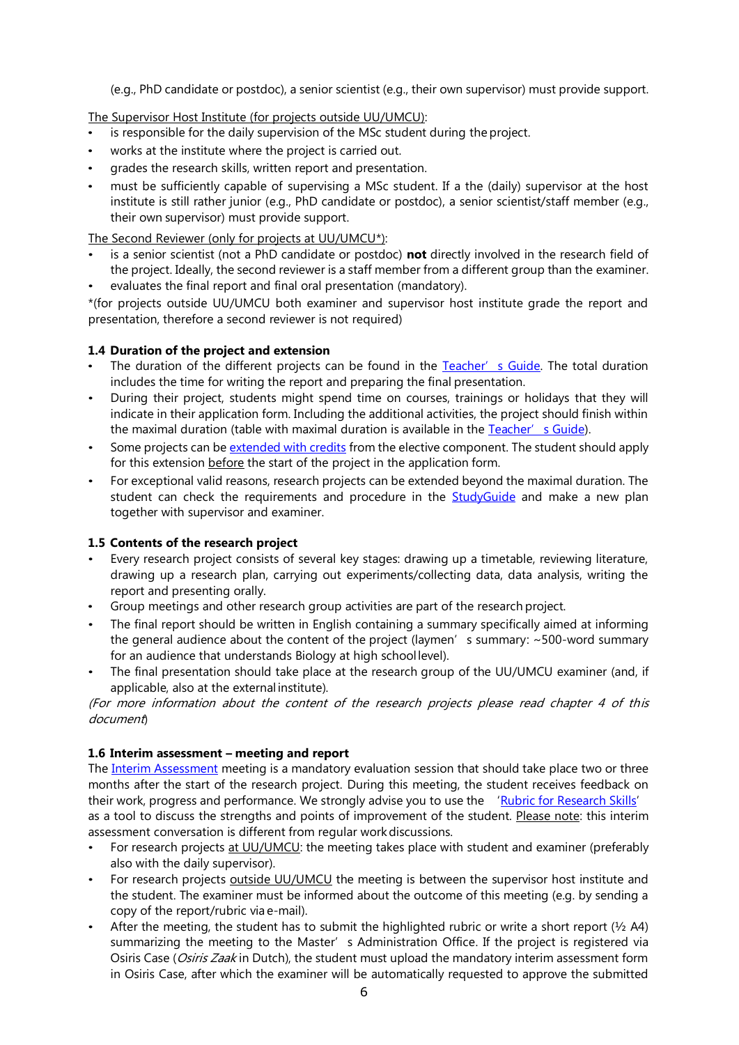(e.g., PhD candidate or postdoc), a senior scientist (e.g., their own supervisor) must provide support.

The Supervisor Host Institute (for projects outside UU/UMCU):

- is responsible for the daily supervision of the MSc student during the project.
- works at the institute where the project is carried out.
- grades the research skills, written report and presentation.
- must be sufficiently capable of supervising a MSc student. If a the (daily) supervisor at the host institute is still rather junior (e.g., PhD candidate or postdoc), a senior scientist/staff member (e.g., their own supervisor) must provide support.

The Second Reviewer (only for projects at UU/UMCU*):

- is a senior scientist (not a PhD candidate or postdoc) **not** directly involved in the research field of the project. Ideally, the second reviewer is a staff member from a different group than the examiner.
- evaluates the final report and final oral presentation (mandatory).

*(for projects outside UU/UMCU both examiner and supervisor host institute grade the report and presentation, therefore a second reviewer is not required)

### 1.4 Duration of the project and extension

- The duration of the different projects can be found in the [Teacher's Guide](). The total duration includes the time for writing the report and preparing the final presentation.
- During their project, students might spend time on courses, trainings or holidays that they will indicate in their application form. Including the additional activities, the project should finish within the maximal duration (table with maximal duration is available in the [Teacher's Guide]()).
- Some projects can be [extended with credits]() from the elective component. The student should apply for this extension before the start of the project in the application form.
- For exceptional valid reasons, research projects can be extended beyond the maximal duration. The student can check the requirements and procedure in the [StudyGuide]() and make a new plan together with supervisor and examiner.

### 1.5 Contents of the research project

- Every research project consists of several key stages: drawing up a timetable, reviewing literature, drawing up a research plan, carrying out experiments/collecting data, data analysis, writing the report and presenting orally.
- Group meetings and other research group activities are part of the research project.
- The final report should be written in English containing a summary specifically aimed at informing the general audience about the content of the project (laymen's summary: ~500-word summary for an audience that understands Biology at high school level).
- The final presentation should take place at the research group of the UU/UMCU examiner (and, if applicable, also at the external institute).

*(For more information about the content of the research projects please read chapter 4 of this document)*

### 1.6 Interim assessment – meeting and report

The [Interim Assessment]() meeting is a mandatory evaluation session that should take place two or three months after the start of the research project. During this meeting, the student receives feedback on their work, progress and performance. We strongly advise you to use the '[Rubric for Research Skills]()' as a tool to discuss the strengths and points of improvement of the student. Please note: this interim assessment conversation is different from regular work discussions.

- For research projects at UU/UMCU: the meeting takes place with student and examiner (preferably also with the daily supervisor).
- For research projects outside UU/UMCU the meeting is between the supervisor host institute and the student. The examiner must be informed about the outcome of this meeting (e.g. by sending a copy of the report/rubric via e-mail).
- After the meeting, the student has to submit the highlighted rubric or write a short report (½ A4) summarizing the meeting to the Master's Administration Office. If the project is registered via Osiris Case (*Osiris Zaak* in Dutch), the student must upload the mandatory interim assessment form in Osiris Case, after which the examiner will be automatically requested to approve the submitted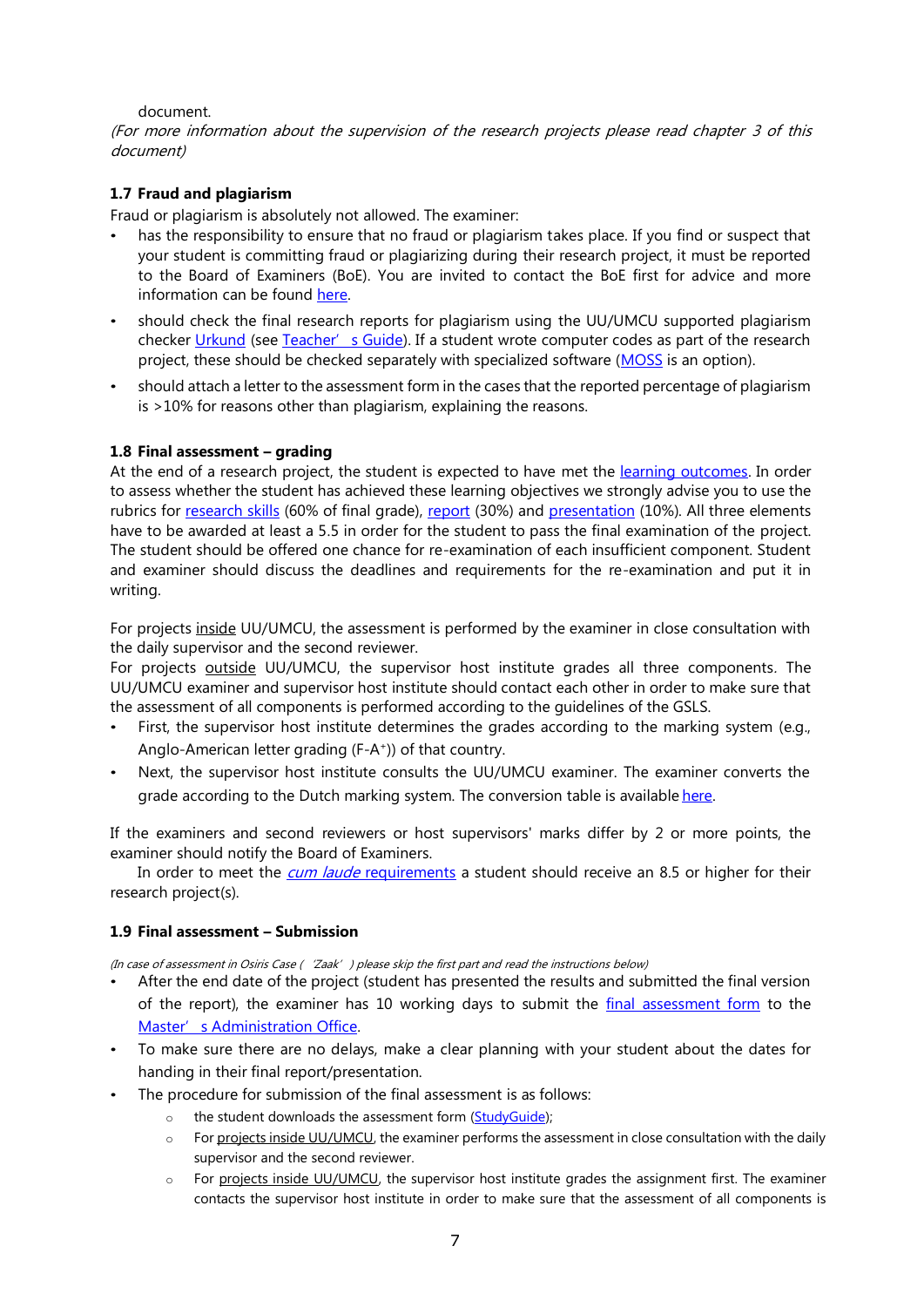document.

*(For more information about the supervision of the research projects please read chapter 3 of this document)*

### 1.7 Fraud and plagiarism

Fraud or plagiarism is absolutely not allowed. The examiner:

- has the responsibility to ensure that no fraud or plagiarism takes place. If you find or suspect that your student is committing fraud or plagiarizing during their research project, it must be reported to the Board of Examiners (BoE). You are invited to contact the BoE first for advice and more information can be found here.
- should check the final research reports for plagiarism using the UU/UMCU supported plagiarism checker Urkund (see Teacher's Guide). If a student wrote computer codes as part of the research project, these should be checked separately with specialized software (MOSS is an option).
- should attach a letter to the assessment form in the cases that the reported percentage of plagiarism is >10% for reasons other than plagiarism, explaining the reasons.

### 1.8 Final assessment – grading

At the end of a research project, the student is expected to have met the learning outcomes. In order to assess whether the student has achieved these learning objectives we strongly advise you to use the rubrics for research skills (60% of final grade), report (30%) and presentation (10%). All three elements have to be awarded at least a 5.5 in order for the student to pass the final examination of the project. The student should be offered one chance for re-examination of each insufficient component. Student and examiner should discuss the deadlines and requirements for the re-examination and put it in writing.

For projects inside UU/UMCU, the assessment is performed by the examiner in close consultation with the daily supervisor and the second reviewer.
For projects outside UU/UMCU, the supervisor host institute grades all three components. The UU/UMCU examiner and supervisor host institute should contact each other in order to make sure that the assessment of all components is performed according to the guidelines of the GSLS.

- First, the supervisor host institute determines the grades according to the marking system (e.g., Anglo-American letter grading (F-A+)) of that country.
- Next, the supervisor host institute consults the UU/UMCU examiner. The examiner converts the grade according to the Dutch marking system. The conversion table is available here.

If the examiners and second reviewers or host supervisors' marks differ by 2 or more points, the examiner should notify the Board of Examiners.
In order to meet the *cum laude* requirements a student should receive an 8.5 or higher for their research project(s).

### 1.9 Final assessment – Submission

*(In case of assessment in Osiris Case ('Zaak') please skip the first part and read the instructions below)*

- After the end date of the project (student has presented the results and submitted the final version of the report), the examiner has 10 working days to submit the final assessment form to the Master's Administration Office.
- To make sure there are no delays, make a clear planning with your student about the dates for handing in their final report/presentation.
- The procedure for submission of the final assessment is as follows:
  - the student downloads the assessment form (StudyGuide);
  - For projects inside UU/UMCU, the examiner performs the assessment in close consultation with the daily supervisor and the second reviewer.
  - For projects inside UU/UMCU, the supervisor host institute grades the assignment first. The examiner contacts the supervisor host institute in order to make sure that the assessment of all components is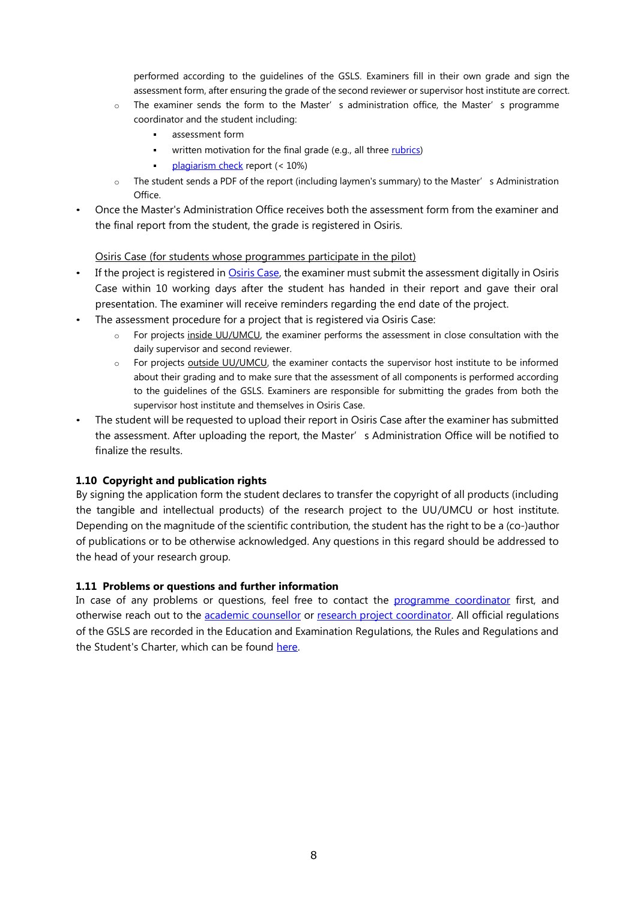performed according to the guidelines of the GSLS. Examiners fill in their own grade and sign the assessment form, after ensuring the grade of the second reviewer or supervisor host institute are correct.
  - The examiner sends the form to the Master's administration office, the Master's programme coordinator and the student including:
    - assessment form
    - written motivation for the final grade (e.g., all three rubrics)
    - plagiarism check report (< 10%)
  - The student sends a PDF of the report (including laymen's summary) to the Master's Administration Office.
- Once the Master's Administration Office receives both the assessment form from the examiner and the final report from the student, the grade is registered in Osiris.

Osiris Case (for students whose programmes participate in the pilot)

- If the project is registered in Osiris Case, the examiner must submit the assessment digitally in Osiris Case within 10 working days after the student has handed in their report and gave their oral presentation. The examiner will receive reminders regarding the end date of the project.
- The assessment procedure for a project that is registered via Osiris Case:
  - For projects inside UU/UMCU, the examiner performs the assessment in close consultation with the daily supervisor and second reviewer.
  - For projects outside UU/UMCU, the examiner contacts the supervisor host institute to be informed about their grading and to make sure that the assessment of all components is performed according to the guidelines of the GSLS. Examiners are responsible for submitting the grades from both the supervisor host institute and themselves in Osiris Case.
- The student will be requested to upload their report in Osiris Case after the examiner has submitted the assessment. After uploading the report, the Master's Administration Office will be notified to finalize the results.

### 1.10 Copyright and publication rights

By signing the application form the student declares to transfer the copyright of all products (including the tangible and intellectual products) of the research project to the UU/UMCU or host institute. Depending on the magnitude of the scientific contribution, the student has the right to be a (co-)author of publications or to be otherwise acknowledged. Any questions in this regard should be addressed to the head of your research group.

### 1.11 Problems or questions and further information

In case of any problems or questions, feel free to contact the programme coordinator first, and otherwise reach out to the academic counsellor or research project coordinator. All official regulations of the GSLS are recorded in the Education and Examination Regulations, the Rules and Regulations and the Student's Charter, which can be found here.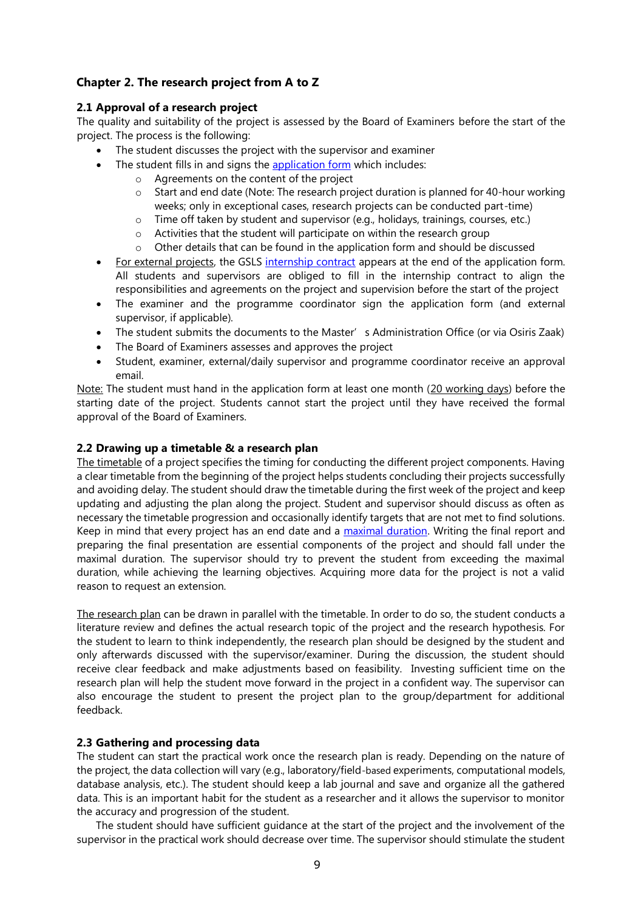# Chapter 2. The research project from A to Z

## 2.1 Approval of a research project

The quality and suitability of the project is assessed by the Board of Examiners before the start of the project. The process is the following:

- The student discusses the project with the supervisor and examiner
- The student fills in and signs the application form which includes:
    - Agreements on the content of the project
    - Start and end date (Note: The research project duration is planned for 40-hour working weeks; only in exceptional cases, research projects can be conducted part-time)
    - Time off taken by student and supervisor (e.g., holidays, trainings, courses, etc.)
    - Activities that the student will participate on within the research group
    - Other details that can be found in the application form and should be discussed
- For external projects, the GSLS internship contract appears at the end of the application form. All students and supervisors are obliged to fill in the internship contract to align the responsibilities and agreements on the project and supervision before the start of the project
- The examiner and the programme coordinator sign the application form (and external supervisor, if applicable).
- The student submits the documents to the Master' s Administration Office (or via Osiris Zaak)
- The Board of Examiners assesses and approves the project
- Student, examiner, external/daily supervisor and programme coordinator receive an approval email.

Note: The student must hand in the application form at least one month (20 working days) before the starting date of the project. Students cannot start the project until they have received the formal approval of the Board of Examiners.

## 2.2 Drawing up a timetable & a research plan

The timetable of a project specifies the timing for conducting the different project components. Having a clear timetable from the beginning of the project helps students concluding their projects successfully and avoiding delay. The student should draw the timetable during the first week of the project and keep updating and adjusting the plan along the project. Student and supervisor should discuss as often as necessary the timetable progression and occasionally identify targets that are not met to find solutions. Keep in mind that every project has an end date and a maximal duration. Writing the final report and preparing the final presentation are essential components of the project and should fall under the maximal duration. The supervisor should try to prevent the student from exceeding the maximal duration, while achieving the learning objectives. Acquiring more data for the project is not a valid reason to request an extension.

The research plan can be drawn in parallel with the timetable. In order to do so, the student conducts a literature review and defines the actual research topic of the project and the research hypothesis. For the student to learn to think independently, the research plan should be designed by the student and only afterwards discussed with the supervisor/examiner. During the discussion, the student should receive clear feedback and make adjustments based on feasibility. Investing sufficient time on the research plan will help the student move forward in the project in a confident way. The supervisor can also encourage the student to present the project plan to the group/department for additional feedback.

## 2.3 Gathering and processing data

The student can start the practical work once the research plan is ready. Depending on the nature of the project, the data collection will vary (e.g., laboratory/field-based experiments, computational models, database analysis, etc.). The student should keep a lab journal and save and organize all the gathered data. This is an important habit for the student as a researcher and it allows the supervisor to monitor the accuracy and progression of the student.

The student should have sufficient guidance at the start of the project and the involvement of the supervisor in the practical work should decrease over time. The supervisor should stimulate the student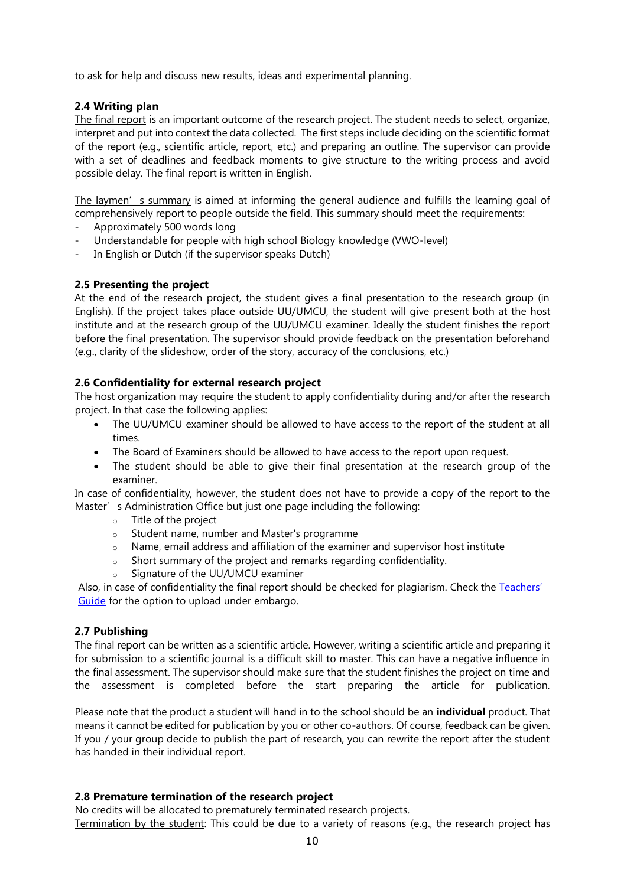to ask for help and discuss new results, ideas and experimental planning.

### 2.4 Writing plan

The final report is an important outcome of the research project. The student needs to select, organize, interpret and put into context the data collected. The first steps include deciding on the scientific format of the report (e.g., scientific article, report, etc.) and preparing an outline. The supervisor can provide with a set of deadlines and feedback moments to give structure to the writing process and avoid possible delay. The final report is written in English.

The laymen' s summary is aimed at informing the general audience and fulfills the learning goal of comprehensively report to people outside the field. This summary should meet the requirements:

- Approximately 500 words long
- Understandable for people with high school Biology knowledge (VWO-level)
- In English or Dutch (if the supervisor speaks Dutch)

### 2.5 Presenting the project

At the end of the research project, the student gives a final presentation to the research group (in English). If the project takes place outside UU/UMCU, the student will give present both at the host institute and at the research group of the UU/UMCU examiner. Ideally the student finishes the report before the final presentation. The supervisor should provide feedback on the presentation beforehand (e.g., clarity of the slideshow, order of the story, accuracy of the conclusions, etc.)

### 2.6 Confidentiality for external research project

The host organization may require the student to apply confidentiality during and/or after the research project. In that case the following applies:

- The UU/UMCU examiner should be allowed to have access to the report of the student at all times.
- The Board of Examiners should be allowed to have access to the report upon request.
- The student should be able to give their final presentation at the research group of the examiner.

In case of confidentiality, however, the student does not have to provide a copy of the report to the Master' s Administration Office but just one page including the following:

- Title of the project
- Student name, number and Master's programme
- Name, email address and affiliation of the examiner and supervisor host institute
- Short summary of the project and remarks regarding confidentiality.
- Signature of the UU/UMCU examiner

Also, in case of confidentiality the final report should be checked for plagiarism. Check the Teachers' Guide for the option to upload under embargo.

### 2.7 Publishing

The final report can be written as a scientific article. However, writing a scientific article and preparing it for submission to a scientific journal is a difficult skill to master. This can have a negative influence in the final assessment. The supervisor should make sure that the student finishes the project on time and the assessment is completed before the start preparing the article for publication.

Please note that the product a student will hand in to the school should be an **individual** product. That means it cannot be edited for publication by you or other co-authors. Of course, feedback can be given. If you / your group decide to publish the part of research, you can rewrite the report after the student has handed in their individual report.

### 2.8 Premature termination of the research project

No credits will be allocated to prematurely terminated research projects.

Termination by the student: This could be due to a variety of reasons (e.g., the research project has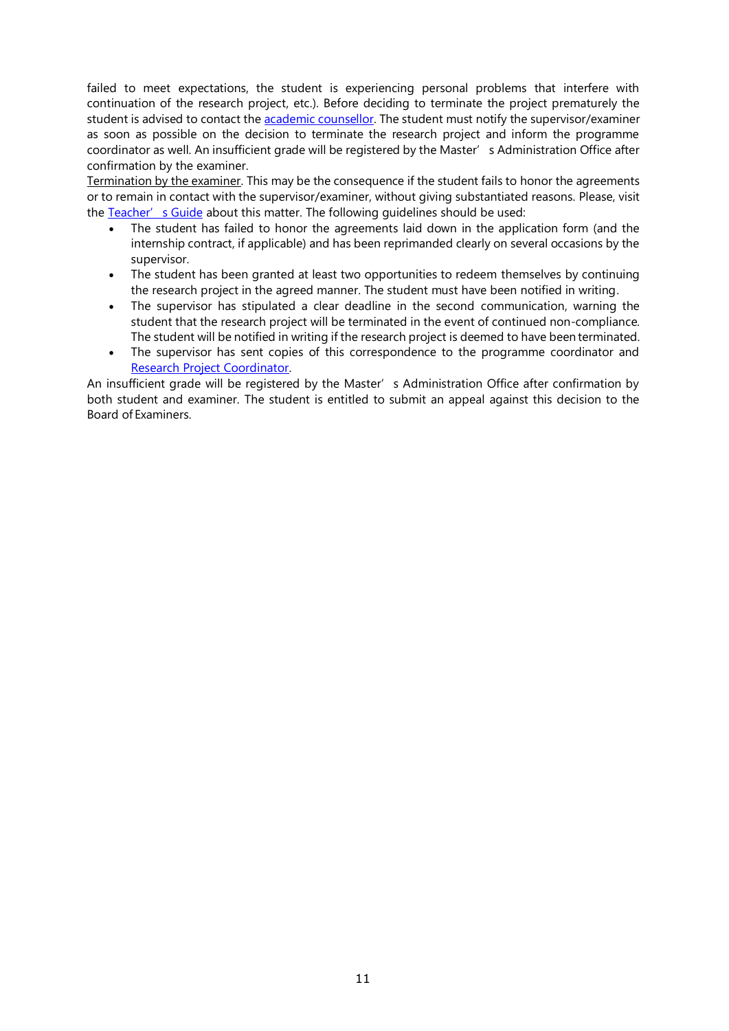failed to meet expectations, the student is experiencing personal problems that interfere with continuation of the research project, etc.). Before deciding to terminate the project prematurely the student is advised to contact the academic counsellor. The student must notify the supervisor/examiner as soon as possible on the decision to terminate the research project and inform the programme coordinator as well. An insufficient grade will be registered by the Master's Administration Office after confirmation by the examiner.

Termination by the examiner. This may be the consequence if the student fails to honor the agreements or to remain in contact with the supervisor/examiner, without giving substantiated reasons. Please, visit the Teacher's Guide about this matter. The following guidelines should be used:

- The student has failed to honor the agreements laid down in the application form (and the internship contract, if applicable) and has been reprimanded clearly on several occasions by the supervisor.
- The student has been granted at least two opportunities to redeem themselves by continuing the research project in the agreed manner. The student must have been notified in writing.
- The supervisor has stipulated a clear deadline in the second communication, warning the student that the research project will be terminated in the event of continued non-compliance. The student will be notified in writing if the research project is deemed to have been terminated.
- The supervisor has sent copies of this correspondence to the programme coordinator and Research Project Coordinator.

An insufficient grade will be registered by the Master's Administration Office after confirmation by both student and examiner. The student is entitled to submit an appeal against this decision to the Board of Examiners.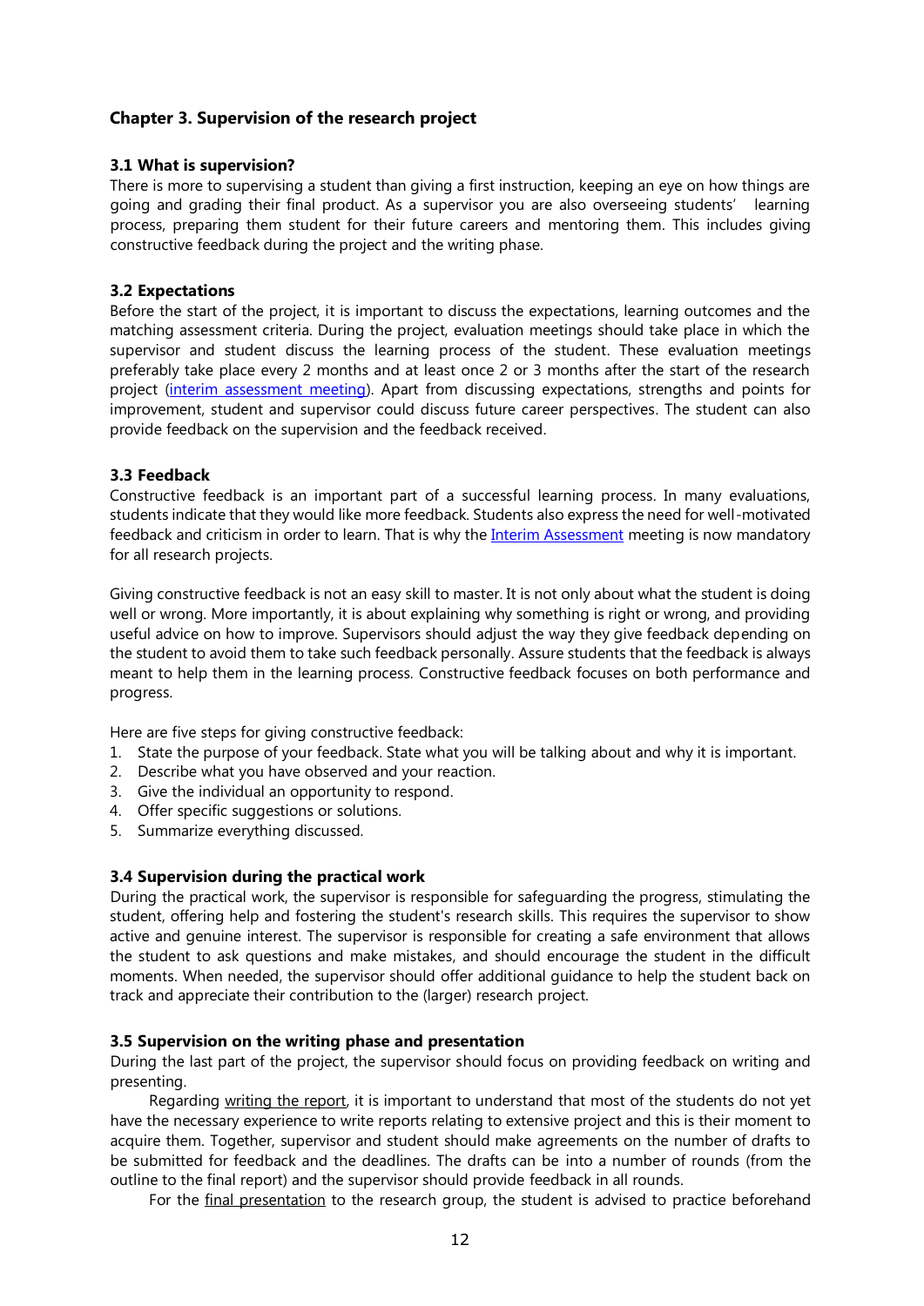## Chapter 3. Supervision of the research project

### 3.1 What is supervision?

There is more to supervising a student than giving a first instruction, keeping an eye on how things are going and grading their final product. As a supervisor you are also overseeing students' learning process, preparing them student for their future careers and mentoring them. This includes giving constructive feedback during the project and the writing phase.

### 3.2 Expectations

Before the start of the project, it is important to discuss the expectations, learning outcomes and the matching assessment criteria. During the project, evaluation meetings should take place in which the supervisor and student discuss the learning process of the student. These evaluation meetings preferably take place every 2 months and at least once 2 or 3 months after the start of the research project (interim assessment meeting). Apart from discussing expectations, strengths and points for improvement, student and supervisor could discuss future career perspectives. The student can also provide feedback on the supervision and the feedback received.

### 3.3 Feedback

Constructive feedback is an important part of a successful learning process. In many evaluations, students indicate that they would like more feedback. Students also express the need for well-motivated feedback and criticism in order to learn. That is why the Interim Assessment meeting is now mandatory for all research projects.

Giving constructive feedback is not an easy skill to master. It is not only about what the student is doing well or wrong. More importantly, it is about explaining why something is right or wrong, and providing useful advice on how to improve. Supervisors should adjust the way they give feedback depending on the student to avoid them to take such feedback personally. Assure students that the feedback is always meant to help them in the learning process. Constructive feedback focuses on both performance and progress.

Here are five steps for giving constructive feedback:

1. State the purpose of your feedback. State what you will be talking about and why it is important.
2. Describe what you have observed and your reaction.
3. Give the individual an opportunity to respond.
4. Offer specific suggestions or solutions.
5. Summarize everything discussed.

### 3.4 Supervision during the practical work

During the practical work, the supervisor is responsible for safeguarding the progress, stimulating the student, offering help and fostering the student's research skills. This requires the supervisor to show active and genuine interest. The supervisor is responsible for creating a safe environment that allows the student to ask questions and make mistakes, and should encourage the student in the difficult moments. When needed, the supervisor should offer additional guidance to help the student back on track and appreciate their contribution to the (larger) research project.

### 3.5 Supervision on the writing phase and presentation

During the last part of the project, the supervisor should focus on providing feedback on writing and presenting.

Regarding writing the report, it is important to understand that most of the students do not yet have the necessary experience to write reports relating to extensive project and this is their moment to acquire them. Together, supervisor and student should make agreements on the number of drafts to be submitted for feedback and the deadlines. The drafts can be into a number of rounds (from the outline to the final report) and the supervisor should provide feedback in all rounds.

For the final presentation to the research group, the student is advised to practice beforehand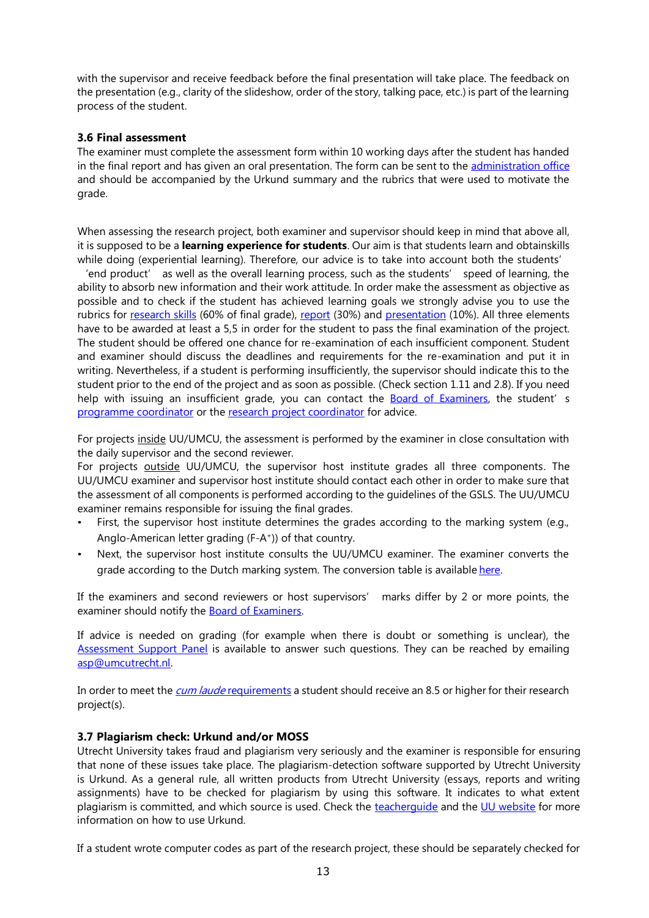with the supervisor and receive feedback before the final presentation will take place. The feedback on the presentation (e.g., clarity of the slideshow, order of the story, talking pace, etc.) is part of the learning process of the student.

### 3.6 Final assessment

The examiner must complete the assessment form within 10 working days after the student has handed in the final report and has given an oral presentation. The form can be sent to the administration office and should be accompanied by the Urkund summary and the rubrics that were used to motivate the grade.

When assessing the research project, both examiner and supervisor should keep in mind that above all, it is supposed to be a **learning experience for students**. Our aim is that students learn and obtainskills while doing (experiential learning). Therefore, our advice is to take into account both the students' 'end product' as well as the overall learning process, such as the students' speed of learning, the ability to absorb new information and their work attitude. In order make the assessment as objective as possible and to check if the student has achieved learning goals we strongly advise you to use the rubrics for research skills (60% of final grade), report (30%) and presentation (10%). All three elements have to be awarded at least a 5,5 in order for the student to pass the final examination of the project. The student should be offered one chance for re-examination of each insufficient component. Student and examiner should discuss the deadlines and requirements for the re-examination and put it in writing. Nevertheless, if a student is performing insufficiently, the supervisor should indicate this to the student prior to the end of the project and as soon as possible. (Check section 1.11 and 2.8). If you need help with issuing an insufficient grade, you can contact the Board of Examiners, the student's programme coordinator or the research project coordinator for advice.

For projects inside UU/UMCU, the assessment is performed by the examiner in close consultation with the daily supervisor and the second reviewer.

For projects outside UU/UMCU, the supervisor host institute grades all three components. The UU/UMCU examiner and supervisor host institute should contact each other in order to make sure that the assessment of all components is performed according to the guidelines of the GSLS. The UU/UMCU examiner remains responsible for issuing the final grades.

- First, the supervisor host institute determines the grades according to the marking system (e.g., Anglo-American letter grading (F-A+)) of that country.
- Next, the supervisor host institute consults the UU/UMCU examiner. The examiner converts the grade according to the Dutch marking system. The conversion table is available here.

If the examiners and second reviewers or host supervisors' marks differ by 2 or more points, the examiner should notify the Board of Examiners.

If advice is needed on grading (for example when there is doubt or something is unclear), the Assessment Support Panel is available to answer such questions. They can be reached by emailing asp@umcutrecht.nl.

In order to meet the *cum laude* requirements a student should receive an 8.5 or higher for their research project(s).

### 3.7 Plagiarism check: Urkund and/or MOSS

Utrecht University takes fraud and plagiarism very seriously and the examiner is responsible for ensuring that none of these issues take place. The plagiarism-detection software supported by Utrecht University is Urkund. As a general rule, all written products from Utrecht University (essays, reports and writing assignments) have to be checked for plagiarism by using this software. It indicates to what extent plagiarism is committed, and which source is used. Check the teacherguide and the UU website for more information on how to use Urkund.

If a student wrote computer codes as part of the research project, these should be separately checked for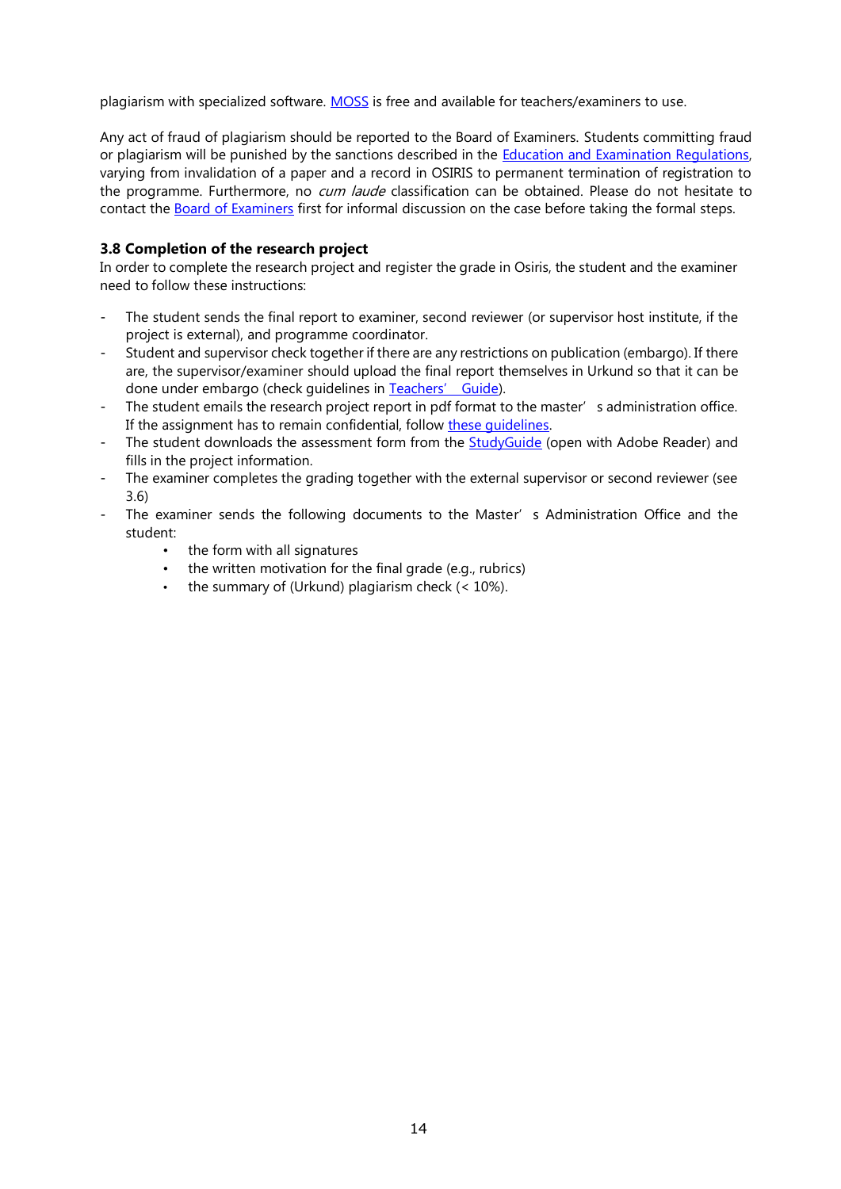plagiarism with specialized software. MOSS is free and available for teachers/examiners to use.

Any act of fraud of plagiarism should be reported to the Board of Examiners. Students committing fraud or plagiarism will be punished by the sanctions described in the Education and Examination Regulations, varying from invalidation of a paper and a record in OSIRIS to permanent termination of registration to the programme. Furthermore, no *cum laude* classification can be obtained. Please do not hesitate to contact the Board of Examiners first for informal discussion on the case before taking the formal steps.

### 3.8 Completion of the research project

In order to complete the research project and register the grade in Osiris, the student and the examiner need to follow these instructions:

- The student sends the final report to examiner, second reviewer (or supervisor host institute, if the project is external), and programme coordinator.
- Student and supervisor check together if there are any restrictions on publication (embargo). If there are, the supervisor/examiner should upload the final report themselves in Urkund so that it can be done under embargo (check guidelines in Teachers' Guide).
- The student emails the research project report in pdf format to the master's administration office. If the assignment has to remain confidential, follow these guidelines.
- The student downloads the assessment form from the StudyGuide (open with Adobe Reader) and fills in the project information.
- The examiner completes the grading together with the external supervisor or second reviewer (see 3.6)
- The examiner sends the following documents to the Master's Administration Office and the student:
  - the form with all signatures
  - the written motivation for the final grade (e.g., rubrics)
  - the summary of (Urkund) plagiarism check (< 10%).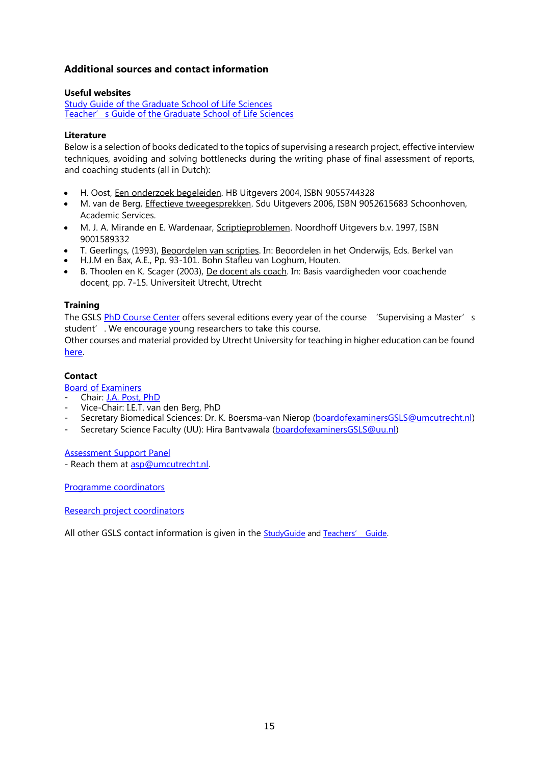## Additional sources and contact information

### Useful websites

[Study Guide of the Graduate School of Life Sciences](#)
[Teacher's Guide of the Graduate School of Life Sciences](#)

### Literature

Below is a selection of books dedicated to the topics of supervising a research project, effective interview techniques, avoiding and solving bottlenecks during the writing phase of final assessment of reports, and coaching students (all in Dutch):

- H. Oost, Een onderzoek begeleiden. HB Uitgevers 2004, ISBN 9055744328
- M. van de Berg, Effectieve tweegesprekken. Sdu Uitgevers 2006, ISBN 9052615683 Schoonhoven, Academic Services.
- M. J. A. Mirande en E. Wardenaar, Scriptieproblemen. Noordhoff Uitgevers b.v. 1997, ISBN 9001589332
- T. Geerlings, (1993), Beoordelen van scripties. In: Beoordelen in het Onderwijs, Eds. Berkel van
- H.J.M en Bax, A.E., Pp. 93-101. Bohn Stafleu van Loghum, Houten.
- B. Thoolen en K. Scager (2003), De docent als coach. In: Basis vaardigheden voor coachende docent, pp. 7-15. Universiteit Utrecht, Utrecht

### Training

The GSLS PhD Course Center offers several editions every year of the course 'Supervising a Master's student'. We encourage young researchers to take this course.
Other courses and material provided by Utrecht University for teaching in higher education can be found here.

### Contact

Board of Examiners

- Chair: J.A. Post, PhD
- Vice-Chair: I.E.T. van den Berg, PhD
- Secretary Biomedical Sciences: Dr. K. Boersma-van Nierop (boardofexaminersGSLS@umcutrecht.nl)
- Secretary Science Faculty (UU): Hira Bantvawala (boardofexaminersGSLS@uu.nl)

Assessment Support Panel
- Reach them at asp@umcutrecht.nl.

Programme coordinators

Research project coordinators

All other GSLS contact information is given in the StudyGuide and Teachers' Guide.